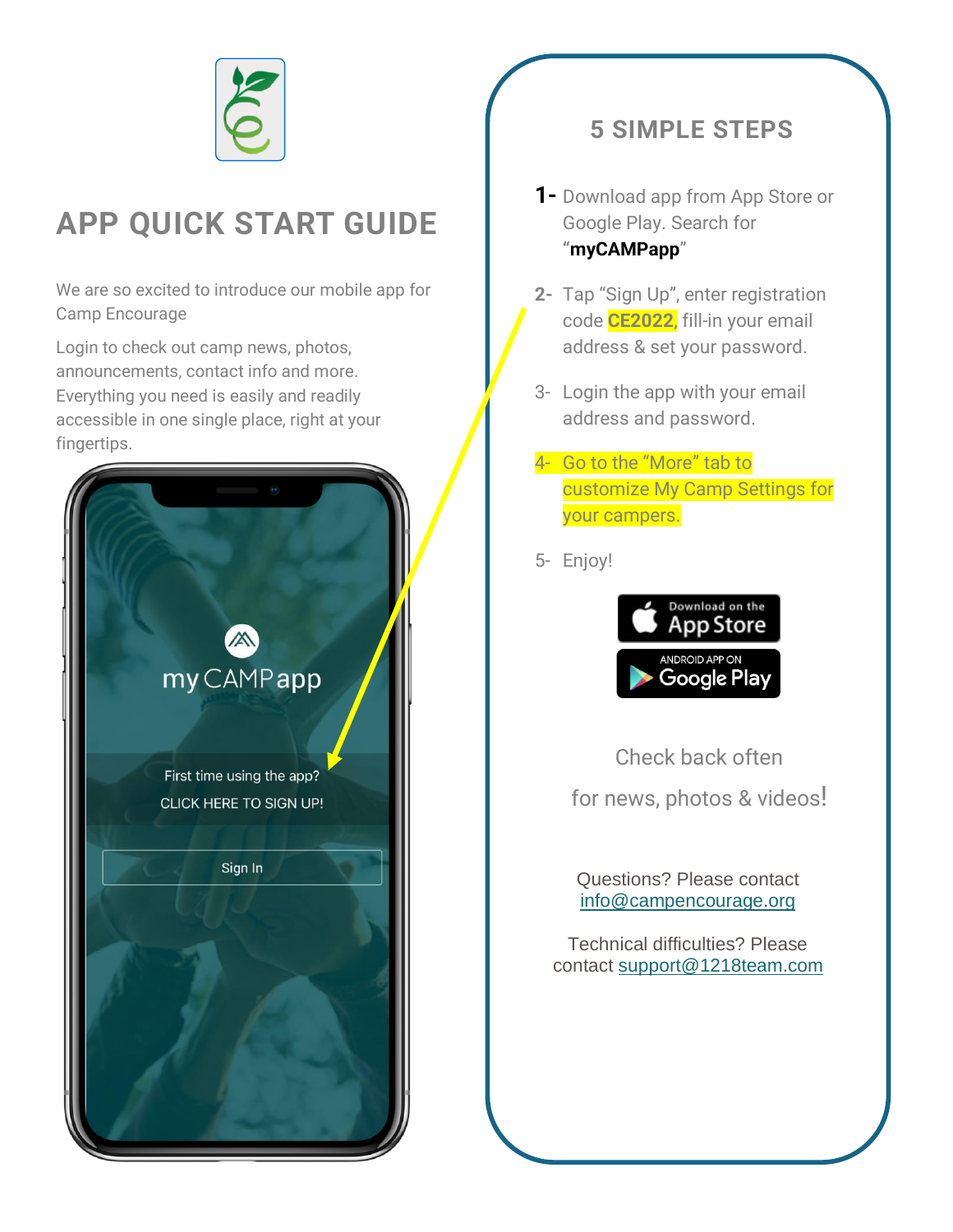# APP QUICK START GUIDE

We are so excited to introduce our mobile app for Camp Encourage

Login to check out camp news, photos, announcements, contact info and more. Everything you need is easily and readily accessible in one single place, right at your fingertips.

myCAMPapp

First time using the app?
CLICK HERE TO SIGN UP!

Sign In

## 5 SIMPLE STEPS

1- Download app from App Store or Google Play. Search for "**myCAMPapp**"

2- Tap "Sign Up", enter registration code **CE2022**, fill-in your email address & set your password.

3- Login the app with your email address and password.

4- Go to the "More" tab to customize My Camp Settings for your campers.

5- Enjoy!

Download on the App Store

ANDROID APP ON Google Play

Check back often

for news, photos & videos!

Questions? Please contact
info@campencourage.org

Technical difficulties? Please contact support@1218team.com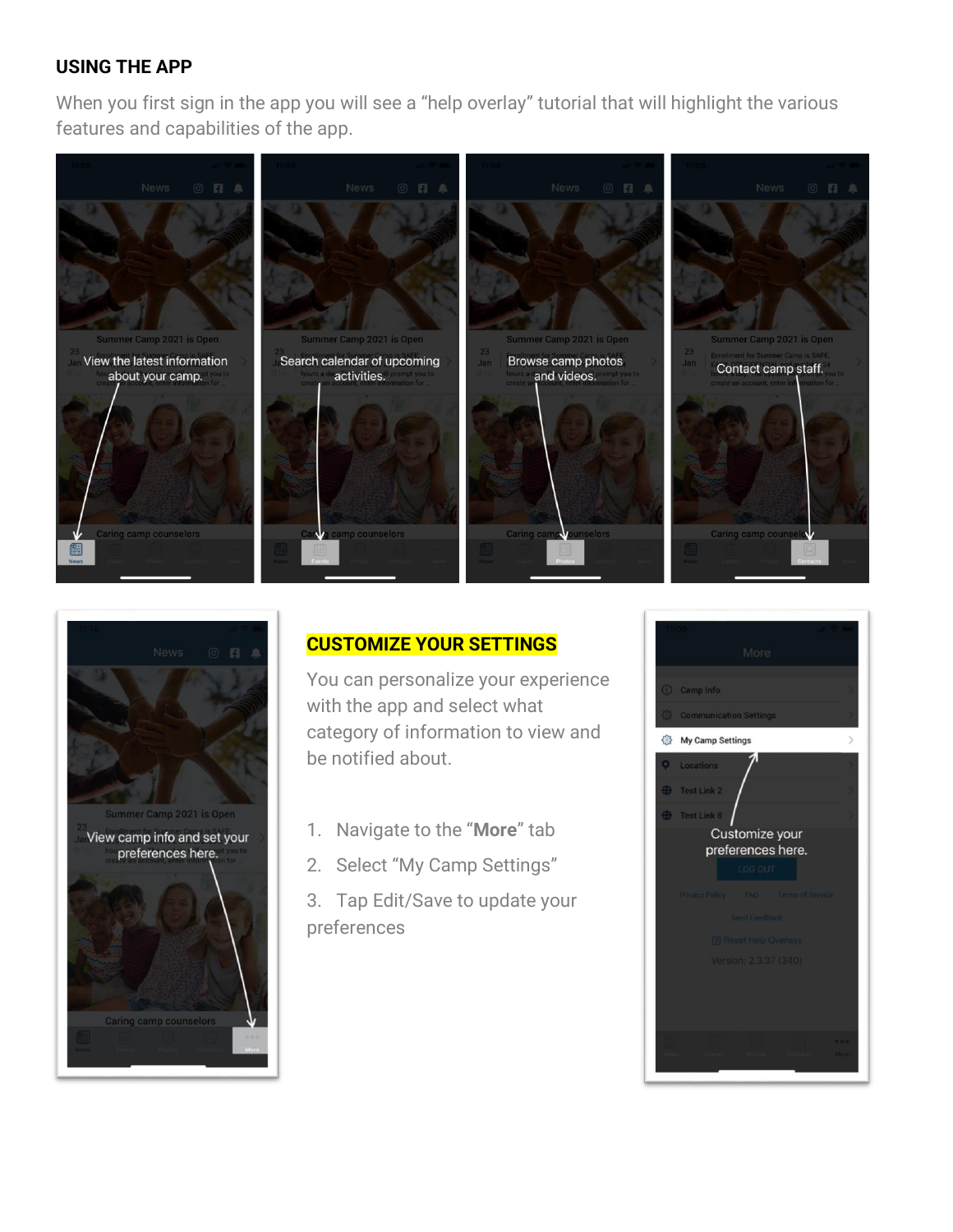## USING THE APP

When you first sign in the app you will see a "help overlay" tutorial that will highlight the various features and capabilities of the app.

View the latest information about your camp.

Search calendar of upcoming activities.

Browse camp photos and videos.

Contact camp staff.

View camp info and set your preferences here.

## CUSTOMIZE YOUR SETTINGS

You can personalize your experience with the app and select what category of information to view and be notified about.

1. Navigate to the "**More**" tab
2. Select "My Camp Settings"
3. Tap Edit/Save to update your preferences

Customize your preferences here.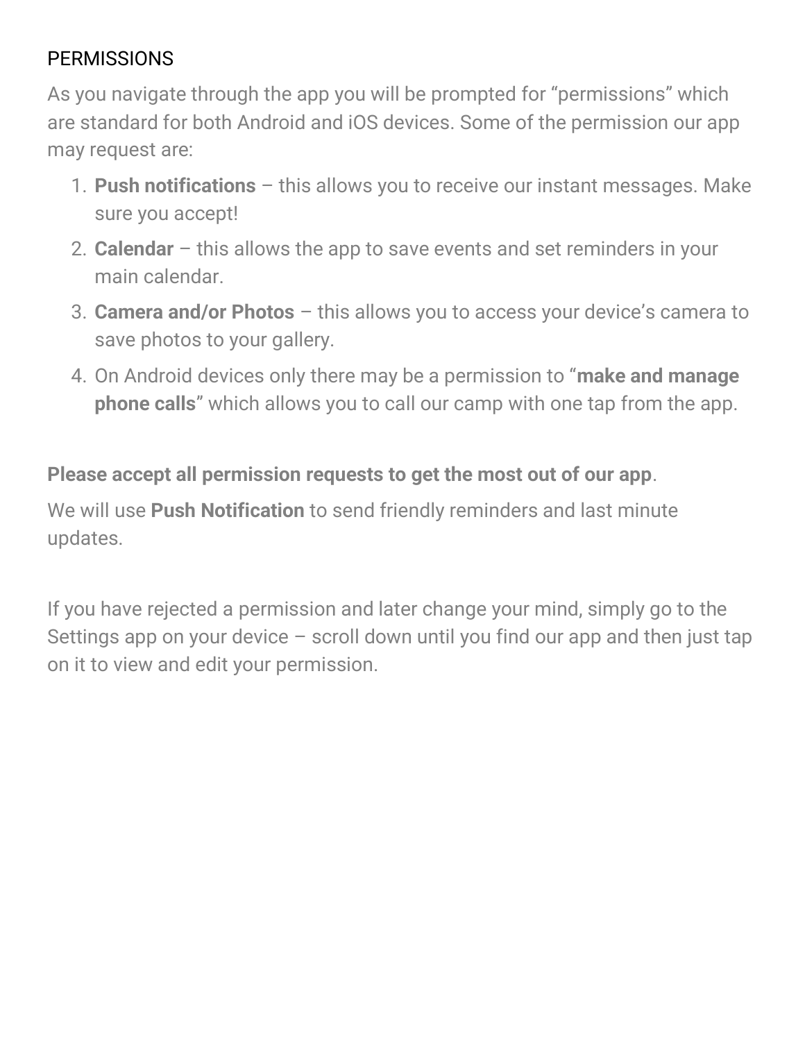## PERMISSIONS

As you navigate through the app you will be prompted for "permissions" which are standard for both Android and iOS devices. Some of the permission our app may request are:

1. **Push notifications** – this allows you to receive our instant messages. Make sure you accept!
2. **Calendar** – this allows the app to save events and set reminders in your main calendar.
3. **Camera and/or Photos** – this allows you to access your device's camera to save photos to your gallery.
4. On Android devices only there may be a permission to "**make and manage phone calls**" which allows you to call our camp with one tap from the app.

**Please accept all permission requests to get the most out of our app**.

We will use **Push Notification** to send friendly reminders and last minute updates.

If you have rejected a permission and later change your mind, simply go to the Settings app on your device – scroll down until you find our app and then just tap on it to view and edit your permission.